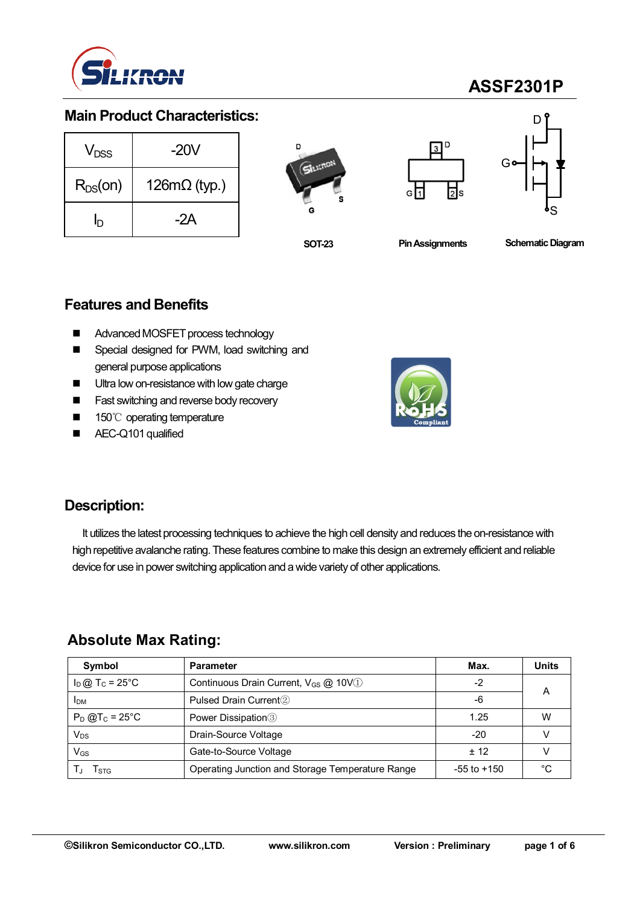# ASSF2301P

## Main Product Characteristics:

| | |
|---|---|
| $V_{DSS}$ | -20V |
| $R_{DS}(on)$ | 126mΩ (typ.) |
| $I_D$ | -2A |

SOT-23 Pin Assignments Schematic Diagram

## Features and Benefits

- Advanced MOSFET process technology
- Special designed for PWM, load switching and general purpose applications
- Ultra low on-resistance with low gate charge
- Fast switching and reverse body recovery
- 150℃ operating temperature
- AEC-Q101 qualified

## Description:

It utilizes the latest processing techniques to achieve the high cell density and reduces the on-resistance with high repetitive avalanche rating. These features combine to make this design an extremely efficient and reliable device for use in power switching application and a wide variety of other applications.

## Absolute Max Rating:

| Symbol | Parameter | Max. | Units |
|---|---|---|---|
| $I_D$ @ $T_C$ = 25°C | Continuous Drain Current, $V_{GS}$ @ 10V① | -2 | A |
| $I_{DM}$ | Pulsed Drain Current② | -6 | |
| $P_D$ @$T_C$ = 25°C | Power Dissipation③ | 1.25 | W |
| $V_{DS}$ | Drain-Source Voltage | -20 | V |
| $V_{GS}$ | Gate-to-Source Voltage | ± 12 | V |
| $T_J$ $T_{STG}$ | Operating Junction and Storage Temperature Range | -55 to +150 | °C |

©Silikron Semiconductor CO.,LTD. www.silikron.com Version : Preliminary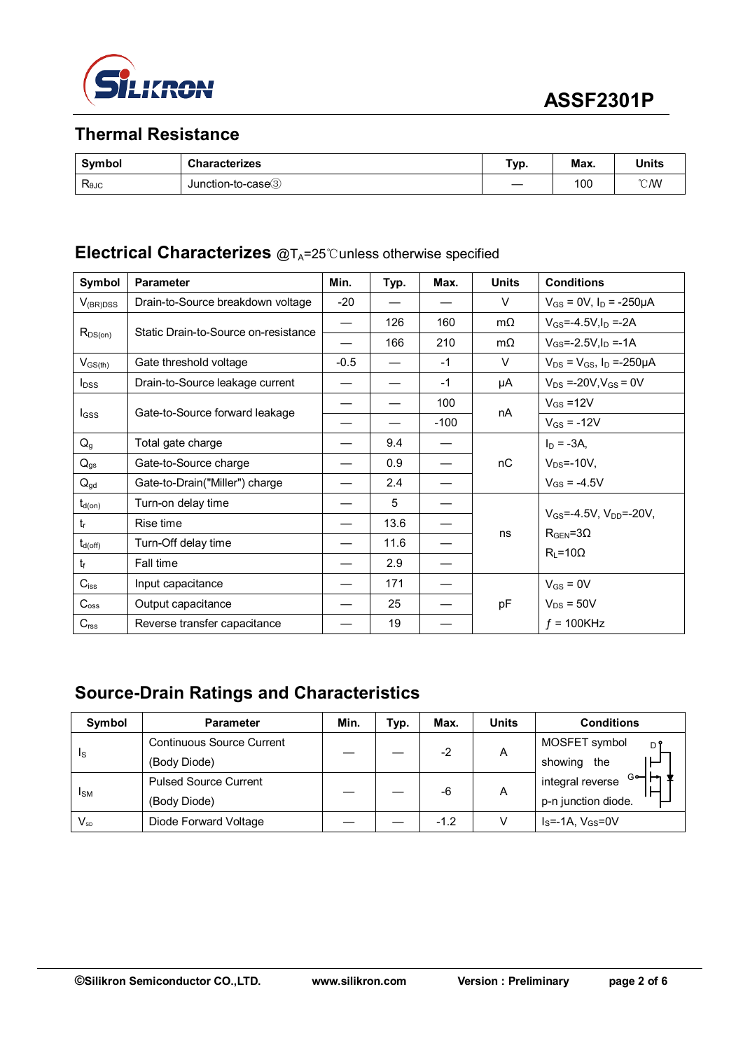## Thermal Resistance

| Symbol | Characterizes | Typ. | Max. | Units |
|---|---|---|---|---|
| $R_{θJC}$ | Junction-to-case③ | — | 100 | ℃/W |

## Electrical Characterizes @$T_A$=25℃unless otherwise specified

| Symbol | Parameter | Min. | Typ. | Max. | Units | Conditions |
|---|---|---|---|---|---|---|
| $V_{(BR)DSS}$ | Drain-to-Source breakdown voltage | -20 | — | — | V | $V_{GS}$ = 0V, $I_D$ = -250μA |
| $R_{DS(on)}$ | Static Drain-to-Source on-resistance | — | 126 | 160 | mΩ | $V_{GS}$=-4.5V,$I_D$ =-2A |
| | | — | 166 | 210 | mΩ | $V_{GS}$=-2.5V,$I_D$ =-1A |
| $V_{GS(th)}$ | Gate threshold voltage | -0.5 | — | -1 | V | $V_{DS}$ = $V_{GS}$, $I_D$ =-250μA |
| $I_{DSS}$ | Drain-to-Source leakage current | — | — | -1 | μA | $V_{DS}$ =-20V,$V_{GS}$ = 0V |
| $I_{GSS}$ | Gate-to-Source forward leakage | — | — | 100 | nA | $V_{GS}$ =12V |
| | | — | — | -100 | | $V_{GS}$ = -12V |
| $Q_g$ | Total gate charge | — | 9.4 | — | nC | $I_D$ = -3A, |
| $Q_{gs}$ | Gate-to-Source charge | — | 0.9 | — | | $V_{DS}$=-10V, |
| $Q_{gd}$ | Gate-to-Drain("Miller") charge | — | 2.4 | — | | $V_{GS}$ = -4.5V |
| $t_{d(on)}$ | Turn-on delay time | — | 5 | — | ns | $V_{GS}$=-4.5V, $V_{DD}$=-20V, |
| $t_r$ | Rise time | — | 13.6 | — | | $R_{GEN}$=3Ω |
| $t_{d(off)}$ | Turn-Off delay time | — | 11.6 | — | | $R_L$=10Ω |
| $t_f$ | Fall time | — | 2.9 | — | | |
| $C_{iss}$ | Input capacitance | — | 171 | — | pF | $V_{GS}$ = 0V |
| $C_{oss}$ | Output capacitance | — | 25 | — | | $V_{DS}$ = 50V |
| $C_{rss}$ | Reverse transfer capacitance | — | 19 | — | | $f$ = 100KHz |

## Source-Drain Ratings and Characteristics

| Symbol | Parameter | Min. | Typ. | Max. | Units | Conditions |
|---|---|---|---|---|---|---|
| $I_S$ | Continuous Source Current (Body Diode) | — | — | -2 | A | MOSFET symbol showing the integral reverse p-n junction diode. |
| $I_{SM}$ | Pulsed Source Current (Body Diode) | — | — | -6 | A | |
| $V_{SD}$ | Diode Forward Voltage | — | — | -1.2 | V | $I_S$=-1A, $V_{GS}$=0V |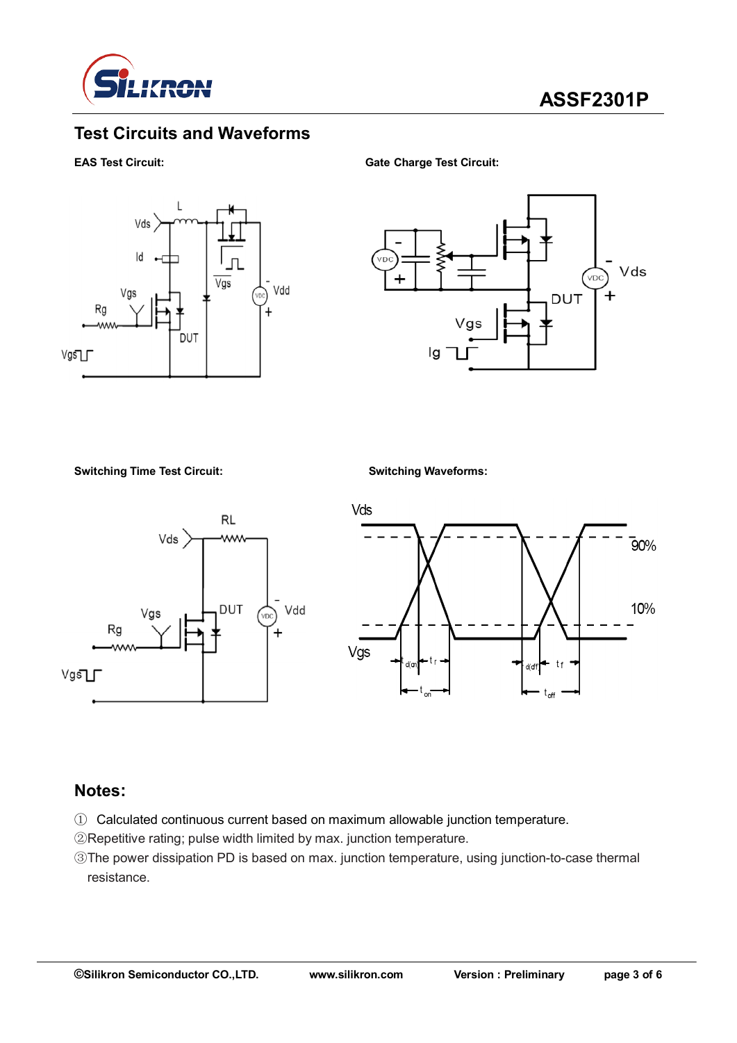## Test Circuits and Waveforms

**EAS Test Circuit:**

**Gate Charge Test Circuit:**

**Switching Time Test Circuit:**

**Switching Waveforms:**

## Notes:

① Calculated continuous current based on maximum allowable junction temperature.

②Repetitive rating; pulse width limited by max. junction temperature.

③The power dissipation PD is based on max. junction temperature, using junction-to-case thermal resistance.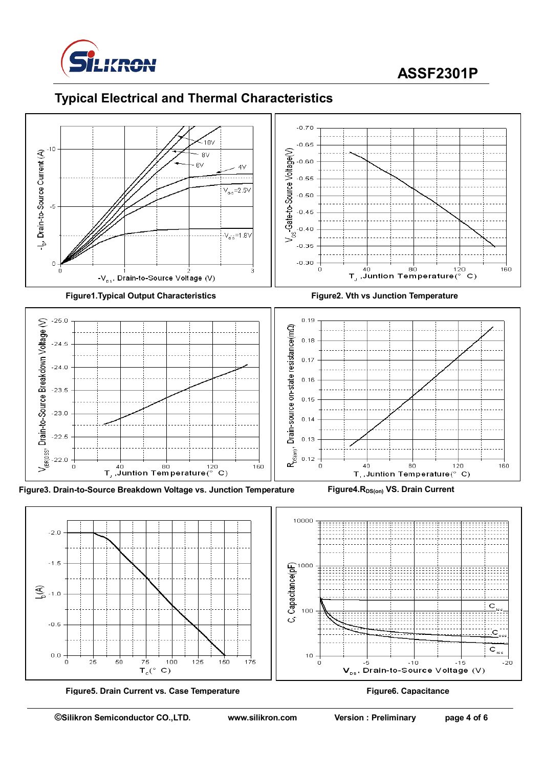## Typical Electrical and Thermal Characteristics

Figure1.Typical Output Characteristics

Figure2. Vth vs Junction Temperature

Figure3. Drain-to-Source Breakdown Voltage vs. Junction Temperature

Figure4.$R_{DS(on)}$ VS. Drain Current

Figure5. Drain Current vs. Case Temperature

Figure6. Capacitance

©Silikron Semiconductor CO.,LTD. www.silikron.com Version : Preliminary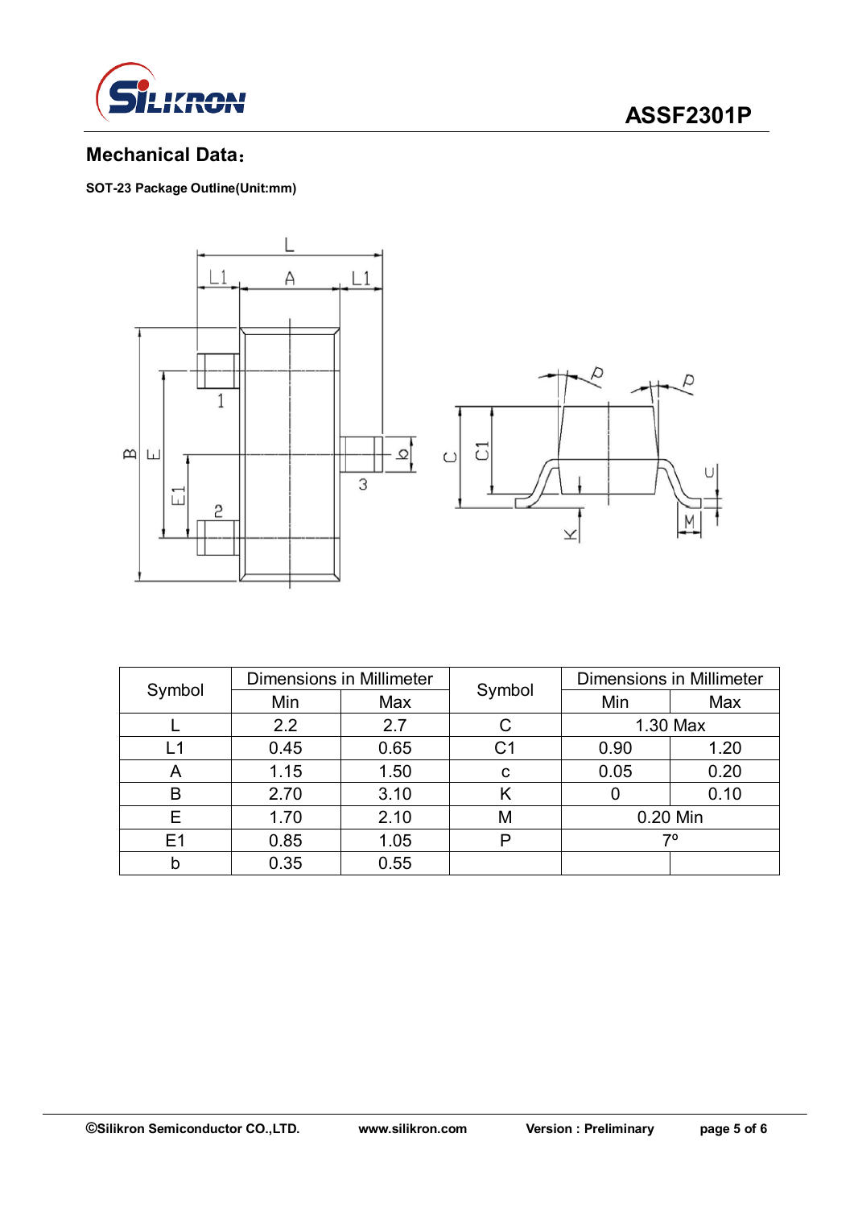## Mechanical Data：

**SOT-23 Package Outline(Unit:mm)**

| Symbol | Dimensions in Millimeter | | Symbol | Dimensions in Millimeter | |
|---|---|---|---|---|---|
| | Min | Max | | Min | Max |
| L | 2.2 | 2.7 | C | 1.30 Max | |
| L1 | 0.45 | 0.65 | C1 | 0.90 | 1.20 |
| A | 1.15 | 1.50 | c | 0.05 | 0.20 |
| B | 2.70 | 3.10 | K | 0 | 0.10 |
| E | 1.70 | 2.10 | M | 0.20 Min | |
| E1 | 0.85 | 1.05 | P | 7º | |
| b | 0.35 | 0.55 | | | |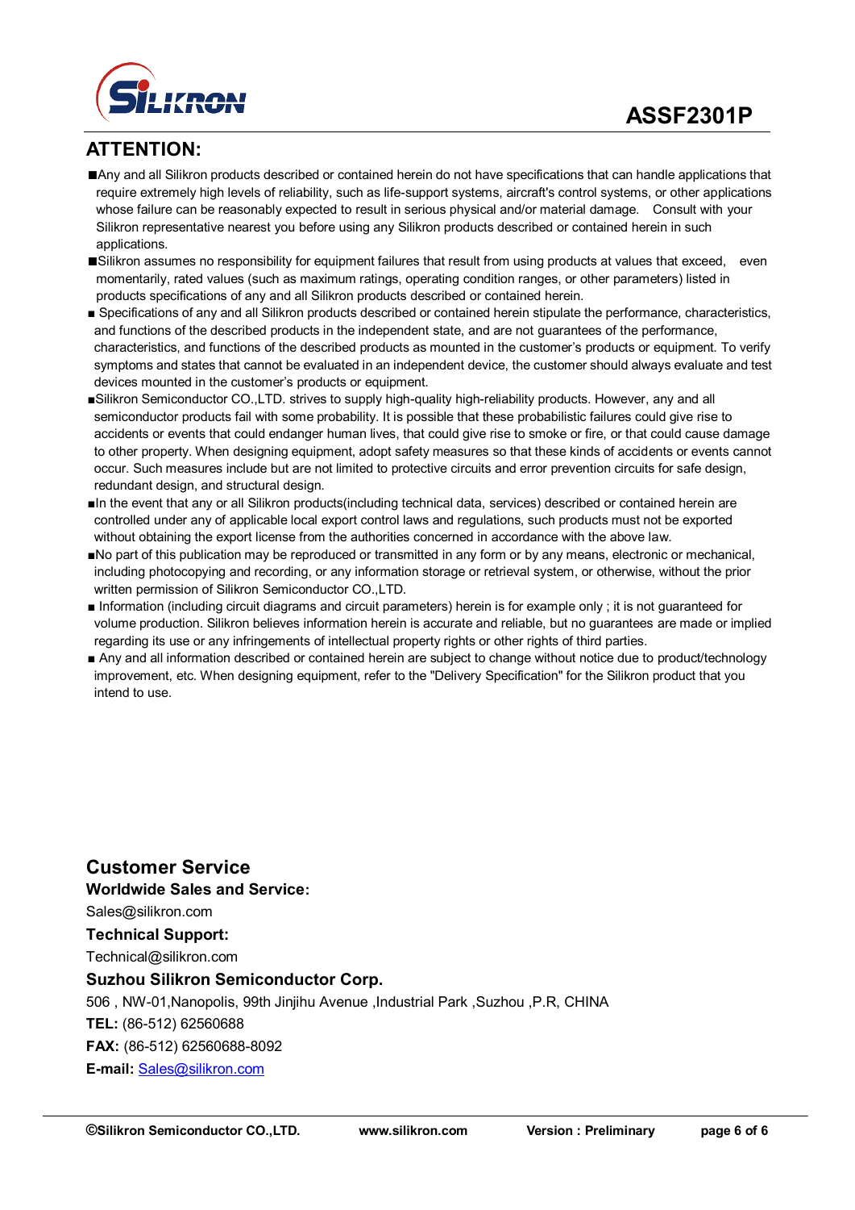## ATTENTION:

- Any and all Silikron products described or contained herein do not have specifications that can handle applications that require extremely high levels of reliability, such as life-support systems, aircraft's control systems, or other applications whose failure can be reasonably expected to result in serious physical and/or material damage. Consult with your Silikron representative nearest you before using any Silikron products described or contained herein in such applications.
- Silikron assumes no responsibility for equipment failures that result from using products at values that exceed, even momentarily, rated values (such as maximum ratings, operating condition ranges, or other parameters) listed in products specifications of any and all Silikron products described or contained herein.
- Specifications of any and all Silikron products described or contained herein stipulate the performance, characteristics, and functions of the described products in the independent state, and are not guarantees of the performance, characteristics, and functions of the described products as mounted in the customer's products or equipment. To verify symptoms and states that cannot be evaluated in an independent device, the customer should always evaluate and test devices mounted in the customer's products or equipment.
- Silikron Semiconductor CO.,LTD. strives to supply high-quality high-reliability products. However, any and all semiconductor products fail with some probability. It is possible that these probabilistic failures could give rise to accidents or events that could endanger human lives, that could give rise to smoke or fire, or that could cause damage to other property. When designing equipment, adopt safety measures so that these kinds of accidents or events cannot occur. Such measures include but are not limited to protective circuits and error prevention circuits for safe design, redundant design, and structural design.
- In the event that any or all Silikron products(including technical data, services) described or contained herein are controlled under any of applicable local export control laws and regulations, such products must not be exported without obtaining the export license from the authorities concerned in accordance with the above law.
- No part of this publication may be reproduced or transmitted in any form or by any means, electronic or mechanical, including photocopying and recording, or any information storage or retrieval system, or otherwise, without the prior written permission of Silikron Semiconductor CO.,LTD.
- Information (including circuit diagrams and circuit parameters) herein is for example only ; it is not guaranteed for volume production. Silikron believes information herein is accurate and reliable, but no guarantees are made or implied regarding its use or any infringements of intellectual property rights or other rights of third parties.
- Any and all information described or contained herein are subject to change without notice due to product/technology improvement, etc. When designing equipment, refer to the "Delivery Specification" for the Silikron product that you intend to use.

## Customer Service

**Worldwide Sales and Service:**

Sales@silikron.com

**Technical Support:**

Technical@silikron.com

**Suzhou Silikron Semiconductor Corp.**

506 , NW-01,Nanopolis, 99th Jinjihu Avenue ,Industrial Park ,Suzhou ,P.R, CHINA

**TEL:** (86-512) 62560688

**FAX:** (86-512) 62560688-8092

**E-mail:** Sales@silikron.com